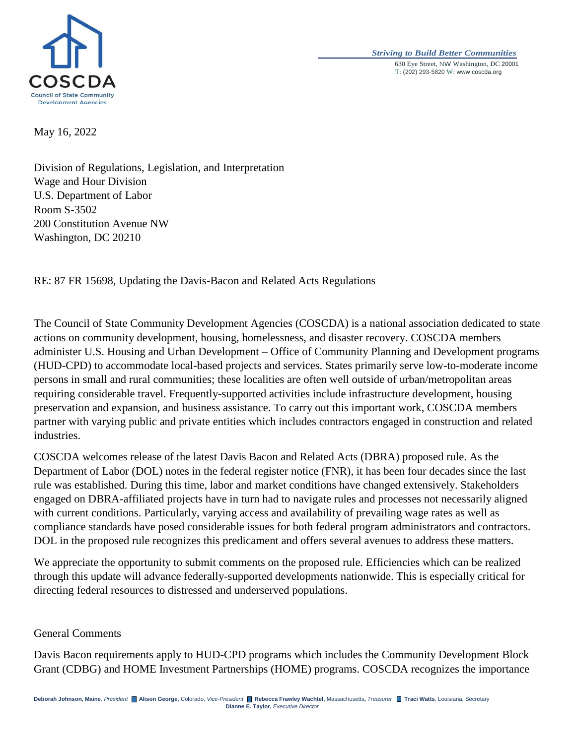COSCDA

Council of State Community Development Agencies

*Striving to Build Better Communities*

630 Eye Street, NW Washington, DC 20001
T: (202) 293-5820 W: www.coscda.org

May 16, 2022

Division of Regulations, Legislation, and Interpretation
Wage and Hour Division
U.S. Department of Labor
Room S-3502
200 Constitution Avenue NW
Washington, DC 20210

RE: 87 FR 15698, Updating the Davis-Bacon and Related Acts Regulations

The Council of State Community Development Agencies (COSCDA) is a national association dedicated to state actions on community development, housing, homelessness, and disaster recovery. COSCDA members administer U.S. Housing and Urban Development – Office of Community Planning and Development programs (HUD-CPD) to accommodate local-based projects and services. States primarily serve low-to-moderate income persons in small and rural communities; these localities are often well outside of urban/metropolitan areas requiring considerable travel. Frequently-supported activities include infrastructure development, housing preservation and expansion, and business assistance. To carry out this important work, COSCDA members partner with varying public and private entities which includes contractors engaged in construction and related industries.

COSCDA welcomes release of the latest Davis Bacon and Related Acts (DBRA) proposed rule. As the Department of Labor (DOL) notes in the federal register notice (FNR), it has been four decades since the last rule was established. During this time, labor and market conditions have changed extensively. Stakeholders engaged on DBRA-affiliated projects have in turn had to navigate rules and processes not necessarily aligned with current conditions. Particularly, varying access and availability of prevailing wage rates as well as compliance standards have posed considerable issues for both federal program administrators and contractors. DOL in the proposed rule recognizes this predicament and offers several avenues to address these matters.

We appreciate the opportunity to submit comments on the proposed rule. Efficiencies which can be realized through this update will advance federally-supported developments nationwide. This is especially critical for directing federal resources to distressed and underserved populations.

## General Comments

Davis Bacon requirements apply to HUD-CPD programs which includes the Community Development Block Grant (CDBG) and HOME Investment Partnerships (HOME) programs. COSCDA recognizes the importance

**Deborah Johnson, Maine**, *President* **Alison George**, Colorado, *Vice-President* **Rebecca Frawley Wachtel,** Massachusetts, *Treasurer* **Traci Watts**, Louisiana, Secretary
**Dianne E. Taylor,** *Executive Director*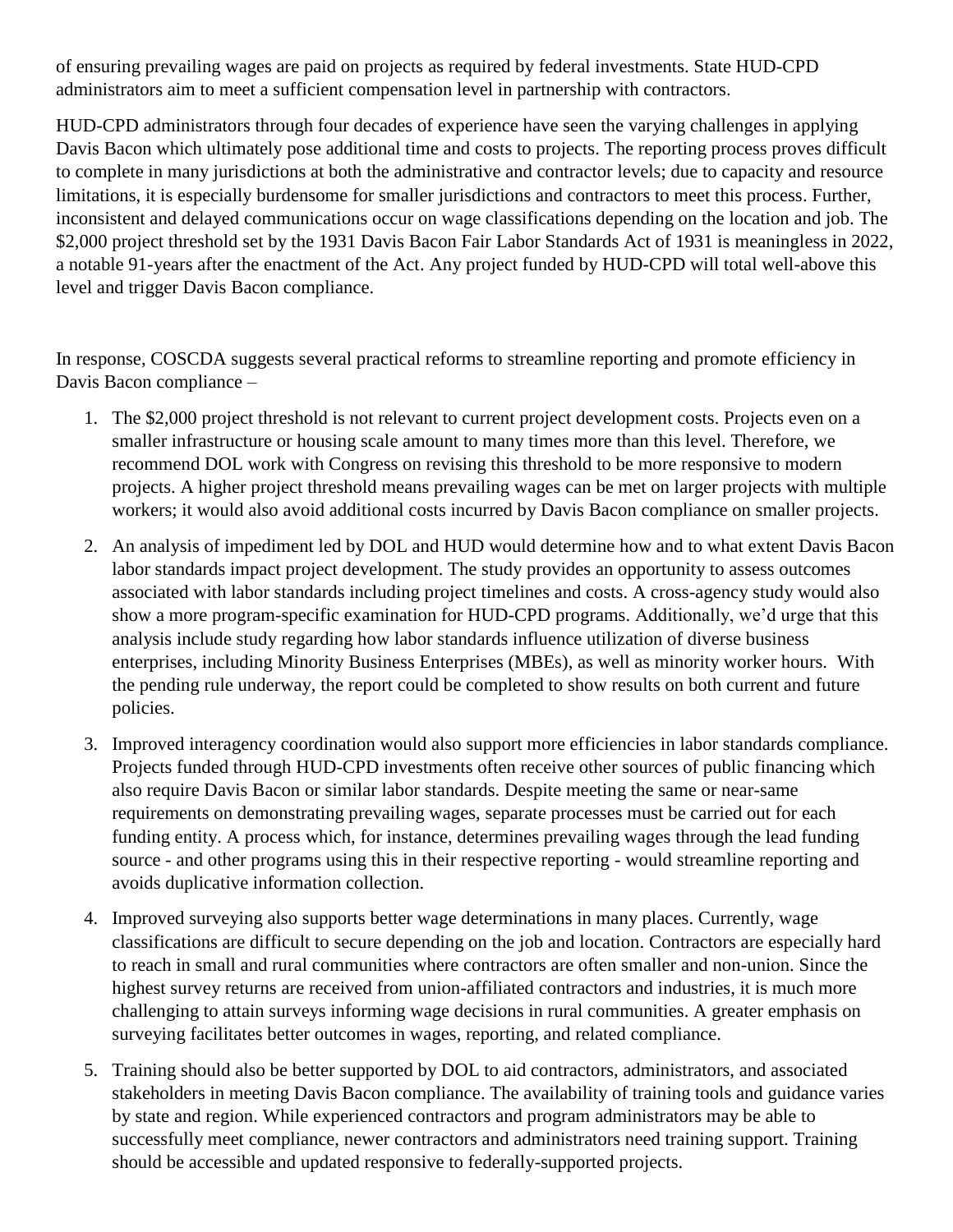of ensuring prevailing wages are paid on projects as required by federal investments. State HUD-CPD administrators aim to meet a sufficient compensation level in partnership with contractors.

HUD-CPD administrators through four decades of experience have seen the varying challenges in applying Davis Bacon which ultimately pose additional time and costs to projects. The reporting process proves difficult to complete in many jurisdictions at both the administrative and contractor levels; due to capacity and resource limitations, it is especially burdensome for smaller jurisdictions and contractors to meet this process. Further, inconsistent and delayed communications occur on wage classifications depending on the location and job. The $2,000 project threshold set by the 1931 Davis Bacon Fair Labor Standards Act of 1931 is meaningless in 2022, a notable 91-years after the enactment of the Act. Any project funded by HUD-CPD will total well-above this level and trigger Davis Bacon compliance.

In response, COSCDA suggests several practical reforms to streamline reporting and promote efficiency in Davis Bacon compliance –

1. The $2,000 project threshold is not relevant to current project development costs. Projects even on a smaller infrastructure or housing scale amount to many times more than this level. Therefore, we recommend DOL work with Congress on revising this threshold to be more responsive to modern projects. A higher project threshold means prevailing wages can be met on larger projects with multiple workers; it would also avoid additional costs incurred by Davis Bacon compliance on smaller projects.
2. An analysis of impediment led by DOL and HUD would determine how and to what extent Davis Bacon labor standards impact project development. The study provides an opportunity to assess outcomes associated with labor standards including project timelines and costs. A cross-agency study would also show a more program-specific examination for HUD-CPD programs. Additionally, we'd urge that this analysis include study regarding how labor standards influence utilization of diverse business enterprises, including Minority Business Enterprises (MBEs), as well as minority worker hours. With the pending rule underway, the report could be completed to show results on both current and future policies.
3. Improved interagency coordination would also support more efficiencies in labor standards compliance. Projects funded through HUD-CPD investments often receive other sources of public financing which also require Davis Bacon or similar labor standards. Despite meeting the same or near-same requirements on demonstrating prevailing wages, separate processes must be carried out for each funding entity. A process which, for instance, determines prevailing wages through the lead funding source - and other programs using this in their respective reporting - would streamline reporting and avoids duplicative information collection.
4. Improved surveying also supports better wage determinations in many places. Currently, wage classifications are difficult to secure depending on the job and location. Contractors are especially hard to reach in small and rural communities where contractors are often smaller and non-union. Since the highest survey returns are received from union-affiliated contractors and industries, it is much more challenging to attain surveys informing wage decisions in rural communities. A greater emphasis on surveying facilitates better outcomes in wages, reporting, and related compliance.
5. Training should also be better supported by DOL to aid contractors, administrators, and associated stakeholders in meeting Davis Bacon compliance. The availability of training tools and guidance varies by state and region. While experienced contractors and program administrators may be able to successfully meet compliance, newer contractors and administrators need training support. Training should be accessible and updated responsive to federally-supported projects.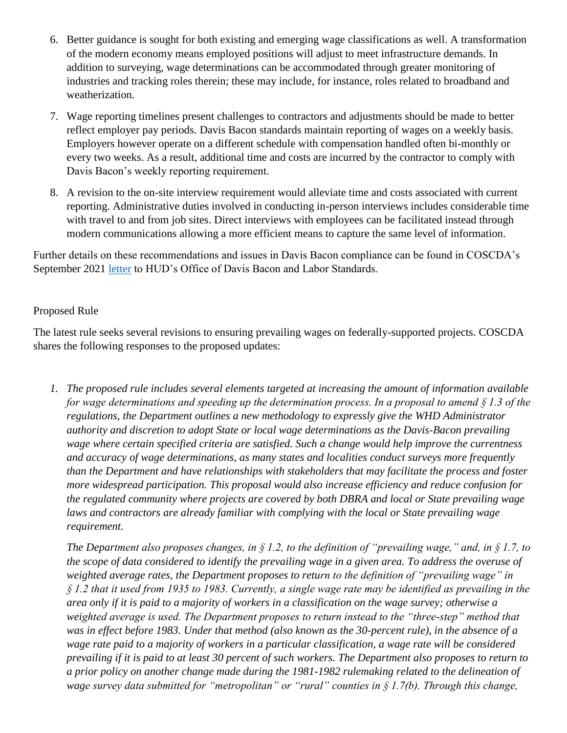6. Better guidance is sought for both existing and emerging wage classifications as well. A transformation of the modern economy means employed positions will adjust to meet infrastructure demands. In addition to surveying, wage determinations can be accommodated through greater monitoring of industries and tracking roles therein; these may include, for instance, roles related to broadband and weatherization.

7. Wage reporting timelines present challenges to contractors and adjustments should be made to better reflect employer pay periods. Davis Bacon standards maintain reporting of wages on a weekly basis. Employers however operate on a different schedule with compensation handled often bi-monthly or every two weeks. As a result, additional time and costs are incurred by the contractor to comply with Davis Bacon's weekly reporting requirement.

8. A revision to the on-site interview requirement would alleviate time and costs associated with current reporting. Administrative duties involved in conducting in-person interviews includes considerable time with travel to and from job sites. Direct interviews with employees can be facilitated instead through modern communications allowing a more efficient means to capture the same level of information.

Further details on these recommendations and issues in Davis Bacon compliance can be found in COSCDA's September 2021 [letter](letter) to HUD's Office of Davis Bacon and Labor Standards.

Proposed Rule

The latest rule seeks several revisions to ensuring prevailing wages on federally-supported projects. COSCDA shares the following responses to the proposed updates:

1. *The proposed rule includes several elements targeted at increasing the amount of information available for wage determinations and speeding up the determination process. In a proposal to amend § 1.3 of the regulations, the Department outlines a new methodology to expressly give the WHD Administrator authority and discretion to adopt State or local wage determinations as the Davis-Bacon prevailing wage where certain specified criteria are satisfied. Such a change would help improve the currentness and accuracy of wage determinations, as many states and localities conduct surveys more frequently than the Department and have relationships with stakeholders that may facilitate the process and foster more widespread participation. This proposal would also increase efficiency and reduce confusion for the regulated community where projects are covered by both DBRA and local or State prevailing wage laws and contractors are already familiar with complying with the local or State prevailing wage requirement.*

   *The Department also proposes changes, in § 1.2, to the definition of "prevailing wage," and, in § 1.7, to the scope of data considered to identify the prevailing wage in a given area. To address the overuse of weighted average rates, the Department proposes to return to the definition of "prevailing wage" in § 1.2 that it used from 1935 to 1983. Currently, a single wage rate may be identified as prevailing in the area only if it is paid to a majority of workers in a classification on the wage survey; otherwise a weighted average is used. The Department proposes to return instead to the "three-step" method that was in effect before 1983. Under that method (also known as the 30-percent rule), in the absence of a wage rate paid to a majority of workers in a particular classification, a wage rate will be considered prevailing if it is paid to at least 30 percent of such workers. The Department also proposes to return to a prior policy on another change made during the 1981-1982 rulemaking related to the delineation of wage survey data submitted for "metropolitan" or "rural" counties in § 1.7(b). Through this change,*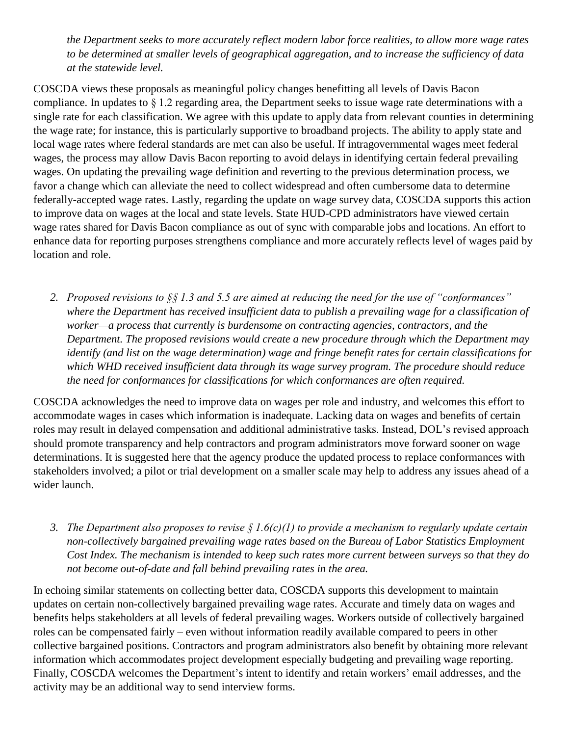*the Department seeks to more accurately reflect modern labor force realities, to allow more wage rates to be determined at smaller levels of geographical aggregation, and to increase the sufficiency of data at the statewide level.*

COSCDA views these proposals as meaningful policy changes benefitting all levels of Davis Bacon compliance. In updates to § 1.2 regarding area, the Department seeks to issue wage rate determinations with a single rate for each classification. We agree with this update to apply data from relevant counties in determining the wage rate; for instance, this is particularly supportive to broadband projects. The ability to apply state and local wage rates where federal standards are met can also be useful. If intragovernmental wages meet federal wages, the process may allow Davis Bacon reporting to avoid delays in identifying certain federal prevailing wages. On updating the prevailing wage definition and reverting to the previous determination process, we favor a change which can alleviate the need to collect widespread and often cumbersome data to determine federally-accepted wage rates. Lastly, regarding the update on wage survey data, COSCDA supports this action to improve data on wages at the local and state levels. State HUD-CPD administrators have viewed certain wage rates shared for Davis Bacon compliance as out of sync with comparable jobs and locations. An effort to enhance data for reporting purposes strengthens compliance and more accurately reflects level of wages paid by location and role.

2. *Proposed revisions to §§ 1.3 and 5.5 are aimed at reducing the need for the use of "conformances" where the Department has received insufficient data to publish a prevailing wage for a classification of worker—a process that currently is burdensome on contracting agencies, contractors, and the Department. The proposed revisions would create a new procedure through which the Department may identify (and list on the wage determination) wage and fringe benefit rates for certain classifications for which WHD received insufficient data through its wage survey program. The procedure should reduce the need for conformances for classifications for which conformances are often required.*

COSCDA acknowledges the need to improve data on wages per role and industry, and welcomes this effort to accommodate wages in cases which information is inadequate. Lacking data on wages and benefits of certain roles may result in delayed compensation and additional administrative tasks. Instead, DOL's revised approach should promote transparency and help contractors and program administrators move forward sooner on wage determinations. It is suggested here that the agency produce the updated process to replace conformances with stakeholders involved; a pilot or trial development on a smaller scale may help to address any issues ahead of a wider launch.

3. *The Department also proposes to revise § 1.6(c)(1) to provide a mechanism to regularly update certain non-collectively bargained prevailing wage rates based on the Bureau of Labor Statistics Employment Cost Index. The mechanism is intended to keep such rates more current between surveys so that they do not become out-of-date and fall behind prevailing rates in the area.*

In echoing similar statements on collecting better data, COSCDA supports this development to maintain updates on certain non-collectively bargained prevailing wage rates. Accurate and timely data on wages and benefits helps stakeholders at all levels of federal prevailing wages. Workers outside of collectively bargained roles can be compensated fairly – even without information readily available compared to peers in other collective bargained positions. Contractors and program administrators also benefit by obtaining more relevant information which accommodates project development especially budgeting and prevailing wage reporting. Finally, COSCDA welcomes the Department's intent to identify and retain workers' email addresses, and the activity may be an additional way to send interview forms.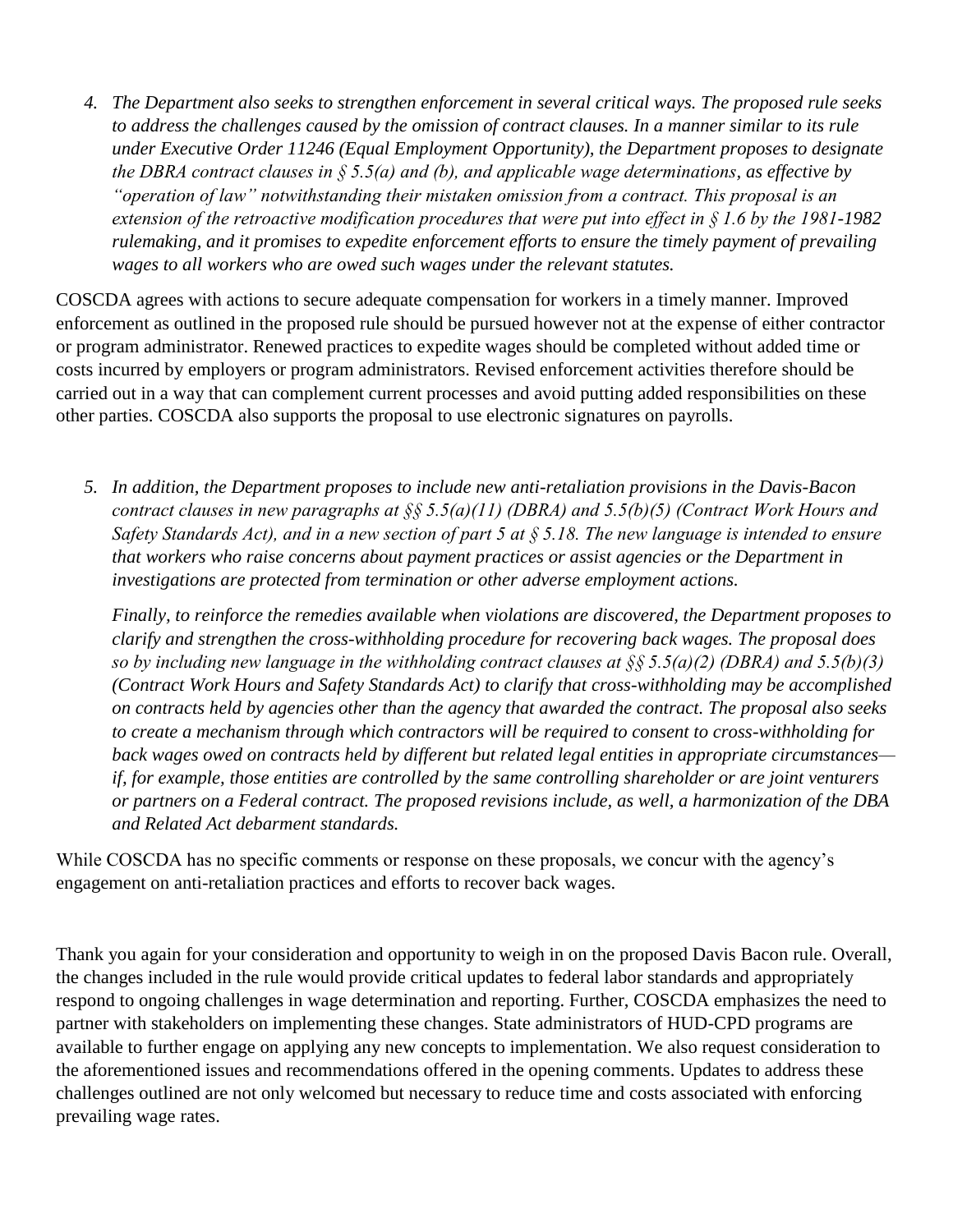4. *The Department also seeks to strengthen enforcement in several critical ways. The proposed rule seeks to address the challenges caused by the omission of contract clauses. In a manner similar to its rule under Executive Order 11246 (Equal Employment Opportunity), the Department proposes to designate the DBRA contract clauses in § 5.5(a) and (b), and applicable wage determinations, as effective by "operation of law" notwithstanding their mistaken omission from a contract. This proposal is an extension of the retroactive modification procedures that were put into effect in § 1.6 by the 1981-1982 rulemaking, and it promises to expedite enforcement efforts to ensure the timely payment of prevailing wages to all workers who are owed such wages under the relevant statutes.*

COSCDA agrees with actions to secure adequate compensation for workers in a timely manner. Improved enforcement as outlined in the proposed rule should be pursued however not at the expense of either contractor or program administrator. Renewed practices to expedite wages should be completed without added time or costs incurred by employers or program administrators. Revised enforcement activities therefore should be carried out in a way that can complement current processes and avoid putting added responsibilities on these other parties. COSCDA also supports the proposal to use electronic signatures on payrolls.

5. *In addition, the Department proposes to include new anti-retaliation provisions in the Davis-Bacon contract clauses in new paragraphs at §§ 5.5(a)(11) (DBRA) and 5.5(b)(5) (Contract Work Hours and Safety Standards Act), and in a new section of part 5 at § 5.18. The new language is intended to ensure that workers who raise concerns about payment practices or assist agencies or the Department in investigations are protected from termination or other adverse employment actions.*

   *Finally, to reinforce the remedies available when violations are discovered, the Department proposes to clarify and strengthen the cross-withholding procedure for recovering back wages. The proposal does so by including new language in the withholding contract clauses at §§ 5.5(a)(2) (DBRA) and 5.5(b)(3) (Contract Work Hours and Safety Standards Act) to clarify that cross-withholding may be accomplished on contracts held by agencies other than the agency that awarded the contract. The proposal also seeks to create a mechanism through which contractors will be required to consent to cross-withholding for back wages owed on contracts held by different but related legal entities in appropriate circumstances—if, for example, those entities are controlled by the same controlling shareholder or are joint venturers or partners on a Federal contract. The proposed revisions include, as well, a harmonization of the DBA and Related Act debarment standards.*

While COSCDA has no specific comments or response on these proposals, we concur with the agency's engagement on anti-retaliation practices and efforts to recover back wages.

Thank you again for your consideration and opportunity to weigh in on the proposed Davis Bacon rule. Overall, the changes included in the rule would provide critical updates to federal labor standards and appropriately respond to ongoing challenges in wage determination and reporting. Further, COSCDA emphasizes the need to partner with stakeholders on implementing these changes. State administrators of HUD-CPD programs are available to further engage on applying any new concepts to implementation. We also request consideration to the aforementioned issues and recommendations offered in the opening comments. Updates to address these challenges outlined are not only welcomed but necessary to reduce time and costs associated with enforcing prevailing wage rates.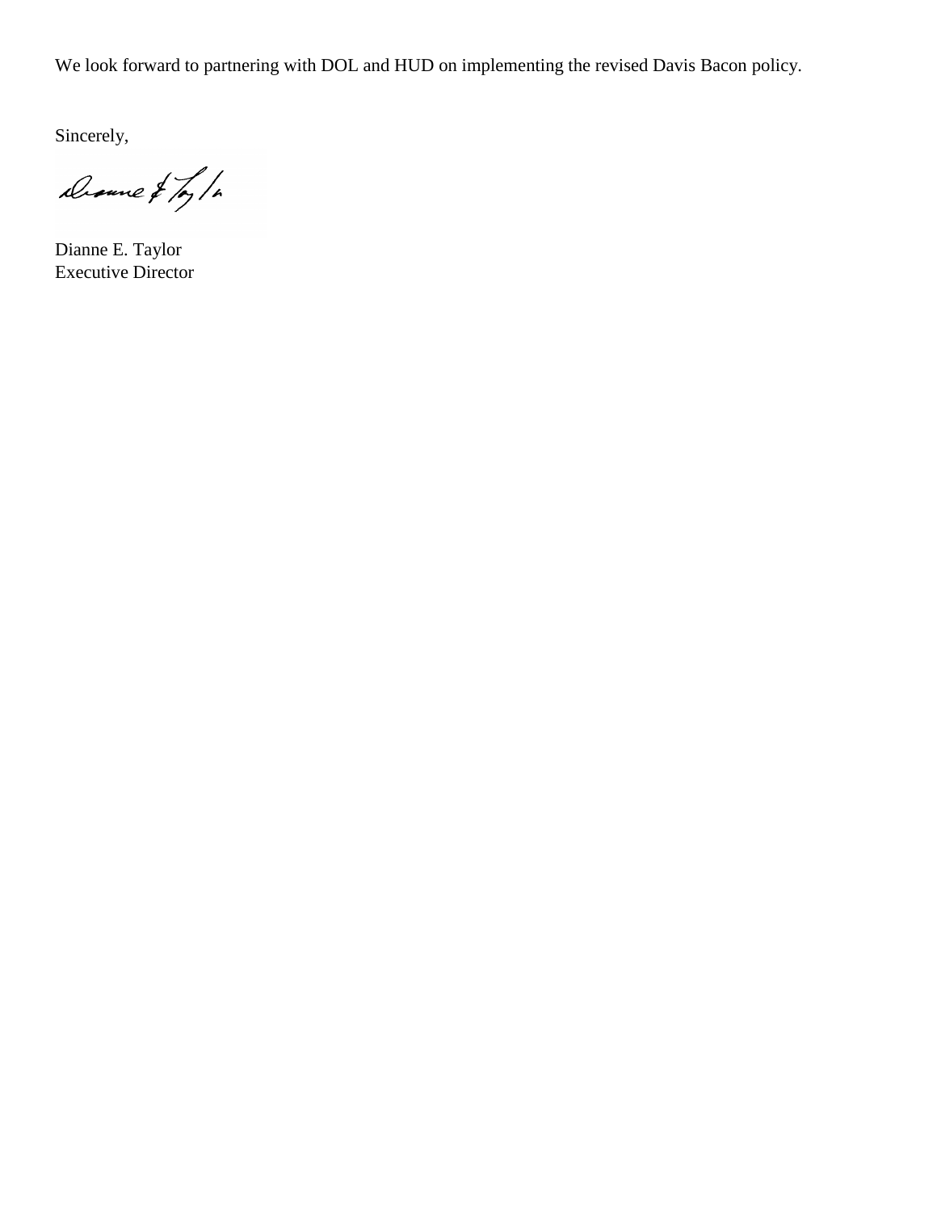We look forward to partnering with DOL and HUD on implementing the revised Davis Bacon policy.

Sincerely,

Dianne E. Taylor
Executive Director